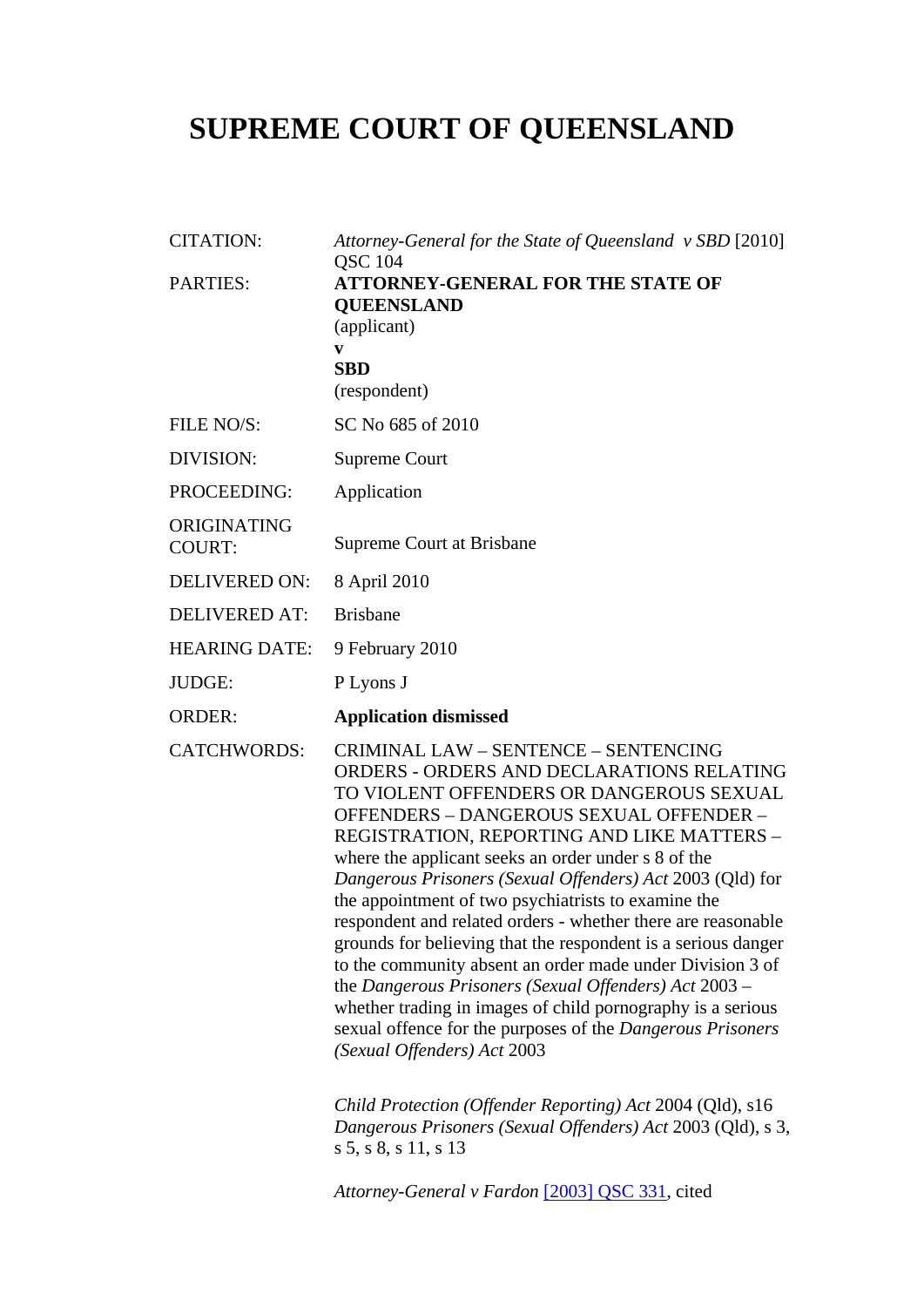# SUPREME COURT OF QUEENSLAND

| | |
|---|---|
| CITATION: | *Attorney-General for the State of Queensland v SBD* [2010] QSC 104 |
| PARTIES: | **ATTORNEY-GENERAL FOR THE STATE OF QUEENSLAND** (applicant) **v** **SBD** (respondent) |
| FILE NO/S: | SC No 685 of 2010 |
| DIVISION: | Supreme Court |
| PROCEEDING: | Application |
| ORIGINATING COURT: | Supreme Court at Brisbane |
| DELIVERED ON: | 8 April 2010 |
| DELIVERED AT: | Brisbane |
| HEARING DATE: | 9 February 2010 |
| JUDGE: | P Lyons J |
| ORDER: | **Application dismissed** |
| CATCHWORDS: | CRIMINAL LAW – SENTENCE – SENTENCING ORDERS - ORDERS AND DECLARATIONS RELATING TO VIOLENT OFFENDERS OR DANGEROUS SEXUAL OFFENDERS – DANGEROUS SEXUAL OFFENDER – REGISTRATION, REPORTING AND LIKE MATTERS – where the applicant seeks an order under s 8 of the *Dangerous Prisoners (Sexual Offenders) Act* 2003 (Qld) for the appointment of two psychiatrists to examine the respondent and related orders - whether there are reasonable grounds for believing that the respondent is a serious danger to the community absent an order made under Division 3 of the *Dangerous Prisoners (Sexual Offenders) Act* 2003 – whether trading in images of child pornography is a serious sexual offence for the purposes of the *Dangerous Prisoners (Sexual Offenders) Act* 2003 |
| | *Child Protection (Offender Reporting) Act* 2004 (Qld), s16 *Dangerous Prisoners (Sexual Offenders) Act* 2003 (Qld), s 3, s 5, s 8, s 11, s 13 |
| | *Attorney-General v Fardon* [2003] QSC 331, cited |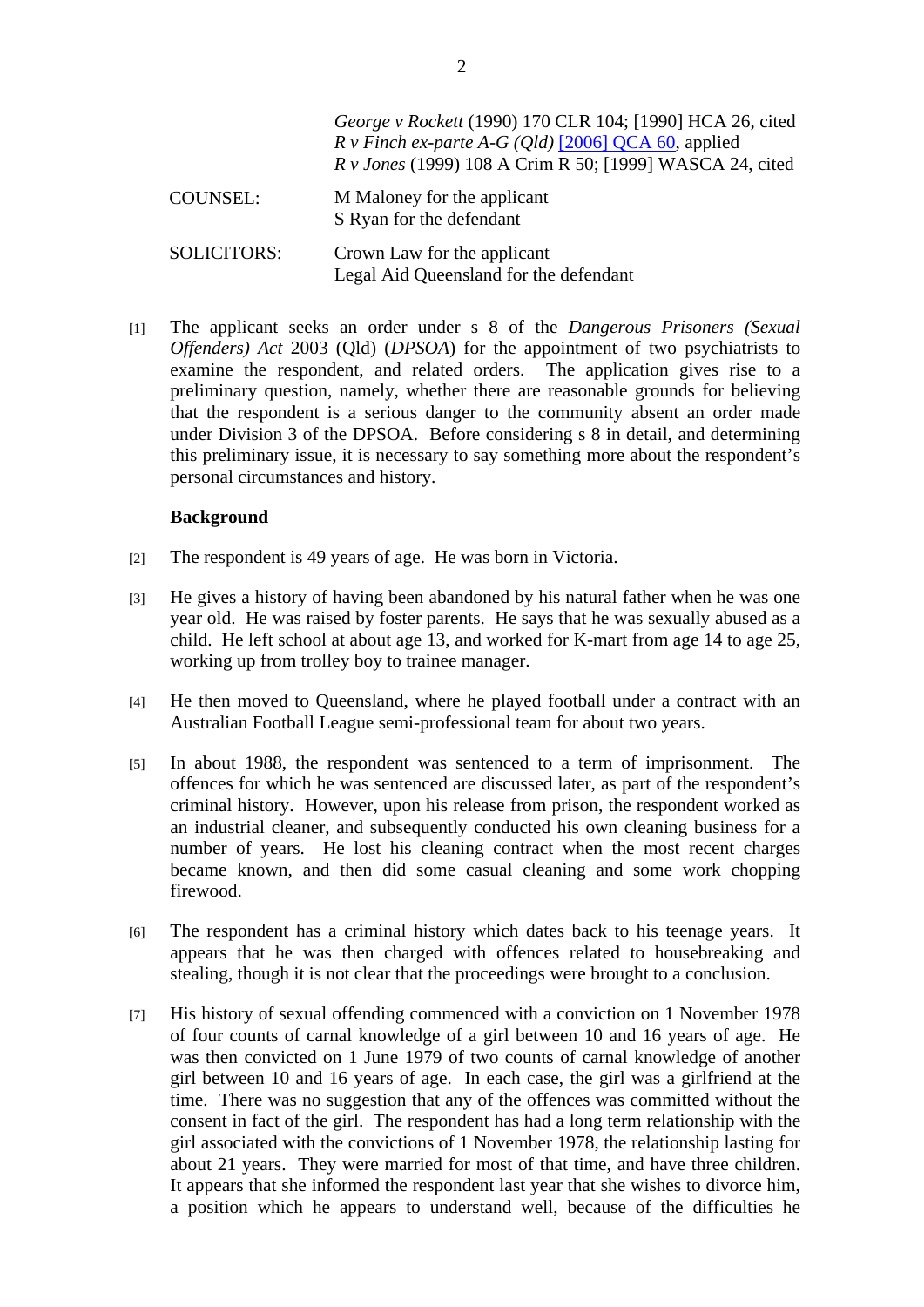*George v Rockett* (1990) 170 CLR 104; [1990] HCA 26, cited
*R v Finch ex-parte A-G (Qld)* [2006] QCA 60, applied
*R v Jones* (1999) 108 A Crim R 50; [1999] WASCA 24, cited

| | |
|---|---|
| COUNSEL: | M Maloney for the applicant<br>S Ryan for the defendant |
| SOLICITORS: | Crown Law for the applicant<br>Legal Aid Queensland for the defendant |

[1] The applicant seeks an order under s 8 of the *Dangerous Prisoners (Sexual Offenders) Act* 2003 (Qld) (*DPSOA*) for the appointment of two psychiatrists to examine the respondent, and related orders. The application gives rise to a preliminary question, namely, whether there are reasonable grounds for believing that the respondent is a serious danger to the community absent an order made under Division 3 of the DPSOA. Before considering s 8 in detail, and determining this preliminary issue, it is necessary to say something more about the respondent's personal circumstances and history.

**Background**

[2] The respondent is 49 years of age. He was born in Victoria.

[3] He gives a history of having been abandoned by his natural father when he was one year old. He was raised by foster parents. He says that he was sexually abused as a child. He left school at about age 13, and worked for K-mart from age 14 to age 25, working up from trolley boy to trainee manager.

[4] He then moved to Queensland, where he played football under a contract with an Australian Football League semi-professional team for about two years.

[5] In about 1988, the respondent was sentenced to a term of imprisonment. The offences for which he was sentenced are discussed later, as part of the respondent's criminal history. However, upon his release from prison, the respondent worked as an industrial cleaner, and subsequently conducted his own cleaning business for a number of years. He lost his cleaning contract when the most recent charges became known, and then did some casual cleaning and some work chopping firewood.

[6] The respondent has a criminal history which dates back to his teenage years. It appears that he was then charged with offences related to housebreaking and stealing, though it is not clear that the proceedings were brought to a conclusion.

[7] His history of sexual offending commenced with a conviction on 1 November 1978 of four counts of carnal knowledge of a girl between 10 and 16 years of age. He was then convicted on 1 June 1979 of two counts of carnal knowledge of another girl between 10 and 16 years of age. In each case, the girl was a girlfriend at the time. There was no suggestion that any of the offences was committed without the consent in fact of the girl. The respondent has had a long term relationship with the girl associated with the convictions of 1 November 1978, the relationship lasting for about 21 years. They were married for most of that time, and have three children. It appears that she informed the respondent last year that she wishes to divorce him, a position which he appears to understand well, because of the difficulties he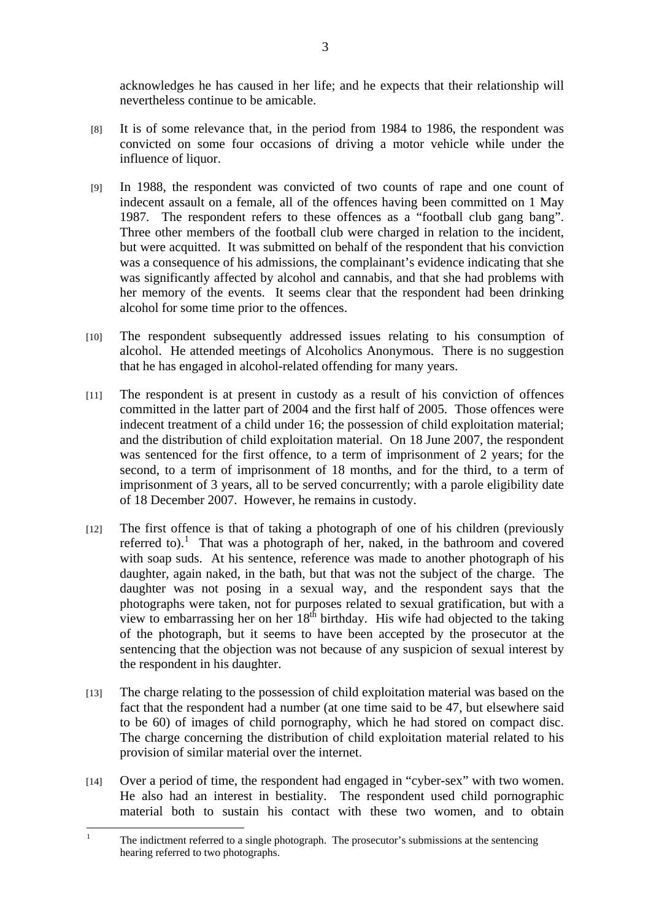acknowledges he has caused in her life; and he expects that their relationship will nevertheless continue to be amicable.

[8] It is of some relevance that, in the period from 1984 to 1986, the respondent was convicted on some four occasions of driving a motor vehicle while under the influence of liquor.

[9] In 1988, the respondent was convicted of two counts of rape and one count of indecent assault on a female, all of the offences having been committed on 1 May 1987. The respondent refers to these offences as a "football club gang bang". Three other members of the football club were charged in relation to the incident, but were acquitted. It was submitted on behalf of the respondent that his conviction was a consequence of his admissions, the complainant's evidence indicating that she was significantly affected by alcohol and cannabis, and that she had problems with her memory of the events. It seems clear that the respondent had been drinking alcohol for some time prior to the offences.

[10] The respondent subsequently addressed issues relating to his consumption of alcohol. He attended meetings of Alcoholics Anonymous. There is no suggestion that he has engaged in alcohol-related offending for many years.

[11] The respondent is at present in custody as a result of his conviction of offences committed in the latter part of 2004 and the first half of 2005. Those offences were indecent treatment of a child under 16; the possession of child exploitation material; and the distribution of child exploitation material. On 18 June 2007, the respondent was sentenced for the first offence, to a term of imprisonment of 2 years; for the second, to a term of imprisonment of 18 months, and for the third, to a term of imprisonment of 3 years, all to be served concurrently; with a parole eligibility date of 18 December 2007. However, he remains in custody.

[12] The first offence is that of taking a photograph of one of his children (previously referred to).[1] That was a photograph of her, naked, in the bathroom and covered with soap suds. At his sentence, reference was made to another photograph of his daughter, again naked, in the bath, but that was not the subject of the charge. The daughter was not posing in a sexual way, and the respondent says that the photographs were taken, not for purposes related to sexual gratification, but with a view to embarrassing her on her 18th birthday. His wife had objected to the taking of the photograph, but it seems to have been accepted by the prosecutor at the sentencing that the objection was not because of any suspicion of sexual interest by the respondent in his daughter.

[13] The charge relating to the possession of child exploitation material was based on the fact that the respondent had a number (at one time said to be 47, but elsewhere said to be 60) of images of child pornography, which he had stored on compact disc. The charge concerning the distribution of child exploitation material related to his provision of similar material over the internet.

[14] Over a period of time, the respondent had engaged in "cyber-sex" with two women. He also had an interest in bestiality. The respondent used child pornographic material both to sustain his contact with these two women, and to obtain

---

[1] The indictment referred to a single photograph. The prosecutor's submissions at the sentencing hearing referred to two photographs.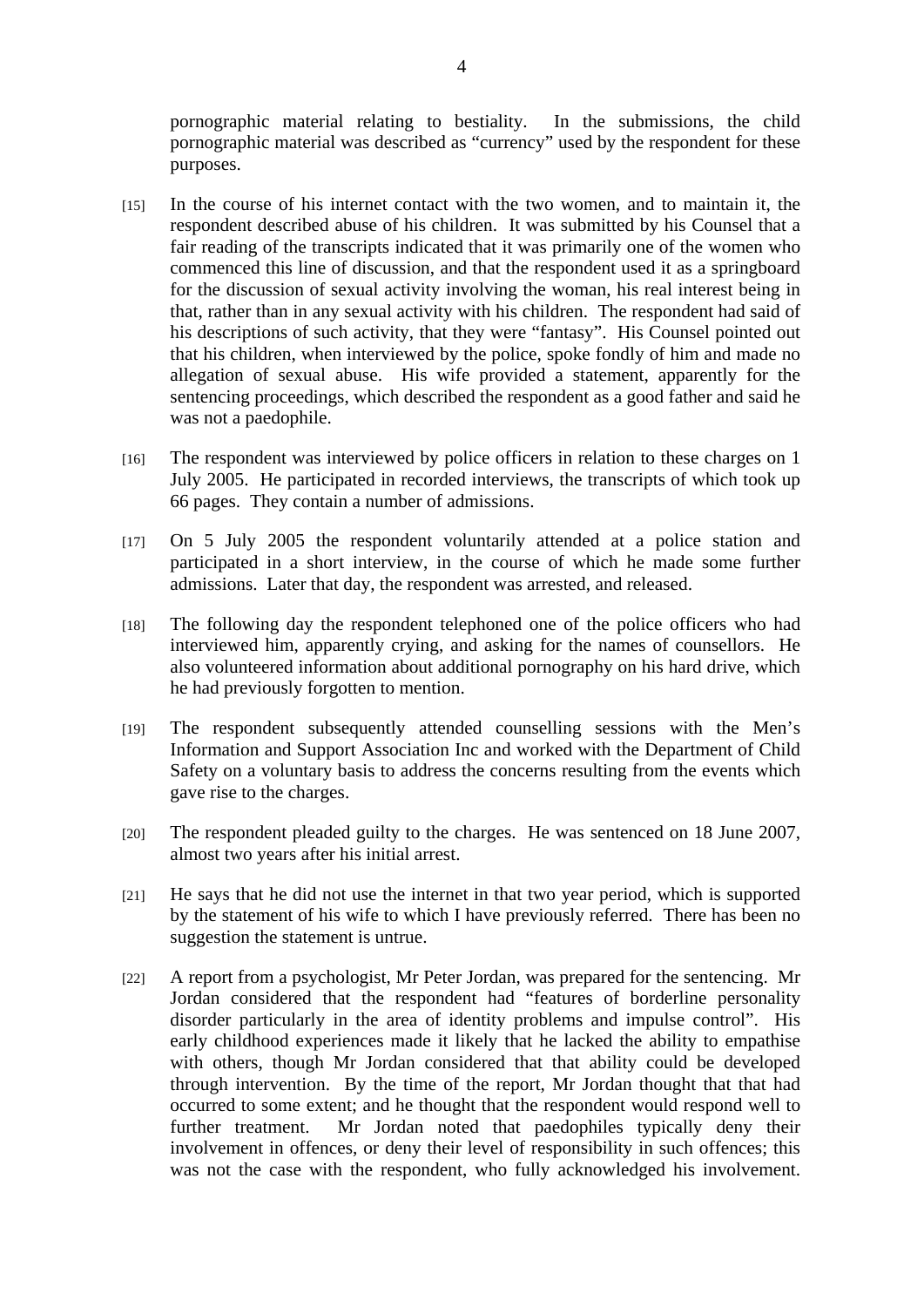pornographic material relating to bestiality. In the submissions, the child pornographic material was described as "currency" used by the respondent for these purposes.

[15] In the course of his internet contact with the two women, and to maintain it, the respondent described abuse of his children. It was submitted by his Counsel that a fair reading of the transcripts indicated that it was primarily one of the women who commenced this line of discussion, and that the respondent used it as a springboard for the discussion of sexual activity involving the woman, his real interest being in that, rather than in any sexual activity with his children. The respondent had said of his descriptions of such activity, that they were "fantasy". His Counsel pointed out that his children, when interviewed by the police, spoke fondly of him and made no allegation of sexual abuse. His wife provided a statement, apparently for the sentencing proceedings, which described the respondent as a good father and said he was not a paedophile.

[16] The respondent was interviewed by police officers in relation to these charges on 1 July 2005. He participated in recorded interviews, the transcripts of which took up 66 pages. They contain a number of admissions.

[17] On 5 July 2005 the respondent voluntarily attended at a police station and participated in a short interview, in the course of which he made some further admissions. Later that day, the respondent was arrested, and released.

[18] The following day the respondent telephoned one of the police officers who had interviewed him, apparently crying, and asking for the names of counsellors. He also volunteered information about additional pornography on his hard drive, which he had previously forgotten to mention.

[19] The respondent subsequently attended counselling sessions with the Men's Information and Support Association Inc and worked with the Department of Child Safety on a voluntary basis to address the concerns resulting from the events which gave rise to the charges.

[20] The respondent pleaded guilty to the charges. He was sentenced on 18 June 2007, almost two years after his initial arrest.

[21] He says that he did not use the internet in that two year period, which is supported by the statement of his wife to which I have previously referred. There has been no suggestion the statement is untrue.

[22] A report from a psychologist, Mr Peter Jordan, was prepared for the sentencing. Mr Jordan considered that the respondent had "features of borderline personality disorder particularly in the area of identity problems and impulse control". His early childhood experiences made it likely that he lacked the ability to empathise with others, though Mr Jordan considered that that ability could be developed through intervention. By the time of the report, Mr Jordan thought that that had occurred to some extent; and he thought that the respondent would respond well to further treatment. Mr Jordan noted that paedophiles typically deny their involvement in offences, or deny their level of responsibility in such offences; this was not the case with the respondent, who fully acknowledged his involvement.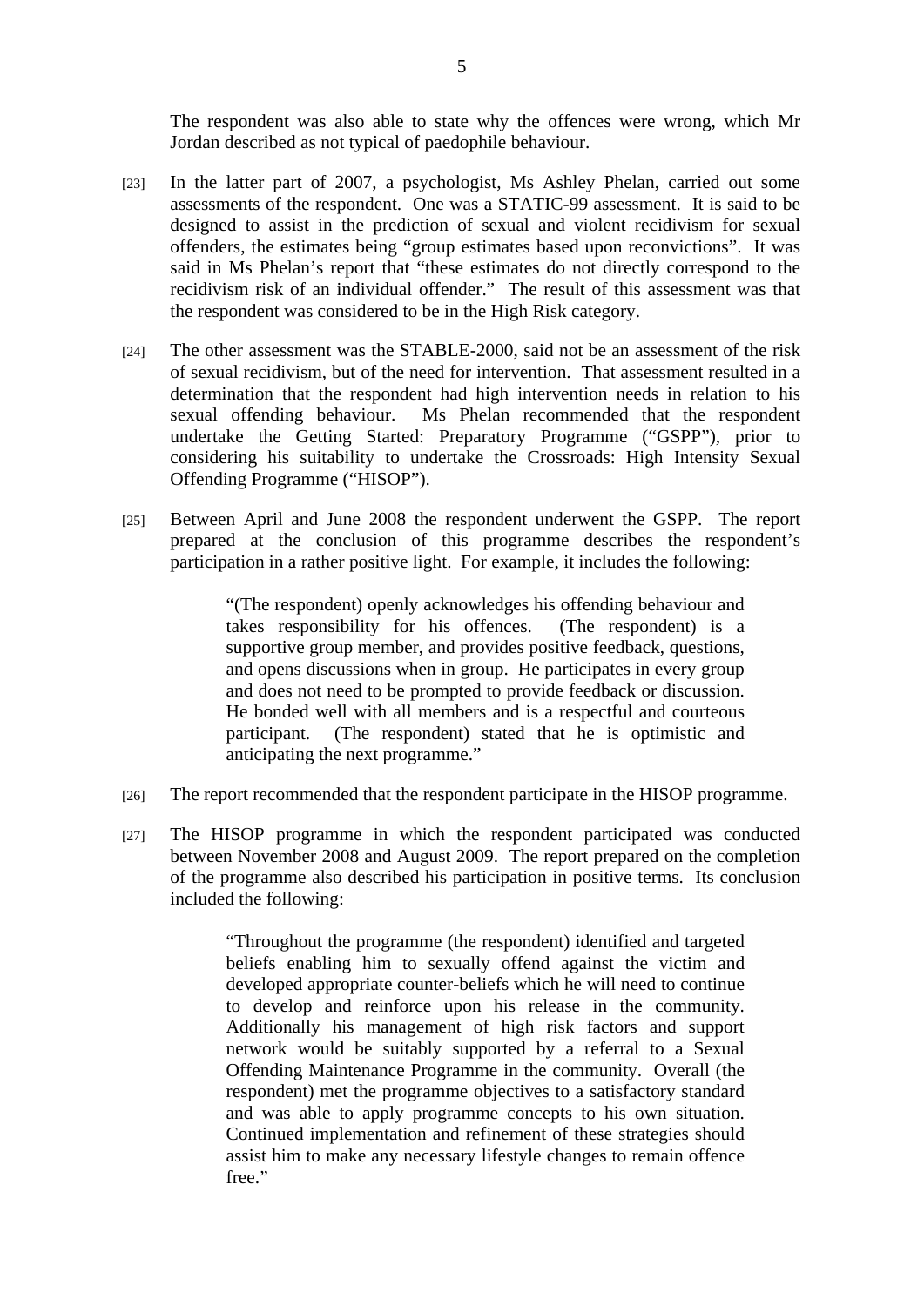The respondent was also able to state why the offences were wrong, which Mr Jordan described as not typical of paedophile behaviour.

[23] In the latter part of 2007, a psychologist, Ms Ashley Phelan, carried out some assessments of the respondent. One was a STATIC-99 assessment. It is said to be designed to assist in the prediction of sexual and violent recidivism for sexual offenders, the estimates being "group estimates based upon reconvictions". It was said in Ms Phelan's report that "these estimates do not directly correspond to the recidivism risk of an individual offender." The result of this assessment was that the respondent was considered to be in the High Risk category.

[24] The other assessment was the STABLE-2000, said not be an assessment of the risk of sexual recidivism, but of the need for intervention. That assessment resulted in a determination that the respondent had high intervention needs in relation to his sexual offending behaviour. Ms Phelan recommended that the respondent undertake the Getting Started: Preparatory Programme ("GSPP"), prior to considering his suitability to undertake the Crossroads: High Intensity Sexual Offending Programme ("HISOP").

[25] Between April and June 2008 the respondent underwent the GSPP. The report prepared at the conclusion of this programme describes the respondent's participation in a rather positive light. For example, it includes the following:

> "(The respondent) openly acknowledges his offending behaviour and takes responsibility for his offences. (The respondent) is a supportive group member, and provides positive feedback, questions, and opens discussions when in group. He participates in every group and does not need to be prompted to provide feedback or discussion. He bonded well with all members and is a respectful and courteous participant. (The respondent) stated that he is optimistic and anticipating the next programme."

[26] The report recommended that the respondent participate in the HISOP programme.

[27] The HISOP programme in which the respondent participated was conducted between November 2008 and August 2009. The report prepared on the completion of the programme also described his participation in positive terms. Its conclusion included the following:

> "Throughout the programme (the respondent) identified and targeted beliefs enabling him to sexually offend against the victim and developed appropriate counter-beliefs which he will need to continue to develop and reinforce upon his release in the community. Additionally his management of high risk factors and support network would be suitably supported by a referral to a Sexual Offending Maintenance Programme in the community. Overall (the respondent) met the programme objectives to a satisfactory standard and was able to apply programme concepts to his own situation. Continued implementation and refinement of these strategies should assist him to make any necessary lifestyle changes to remain offence free."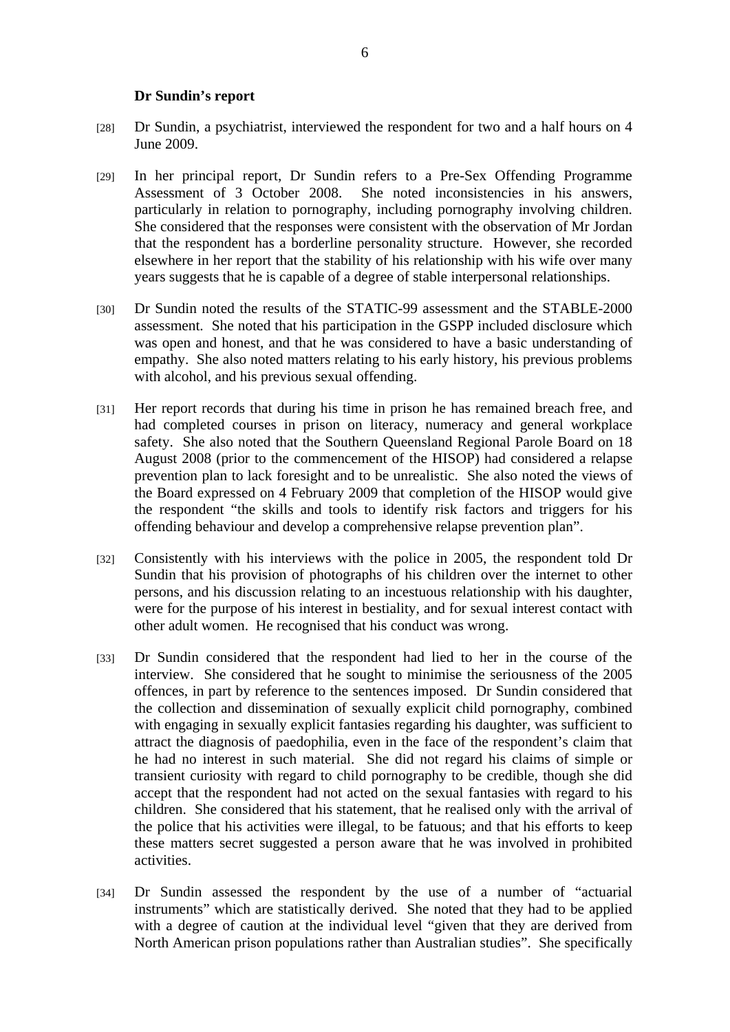**Dr Sundin's report**

[28] Dr Sundin, a psychiatrist, interviewed the respondent for two and a half hours on 4 June 2009.

[29] In her principal report, Dr Sundin refers to a Pre-Sex Offending Programme Assessment of 3 October 2008. She noted inconsistencies in his answers, particularly in relation to pornography, including pornography involving children. She considered that the responses were consistent with the observation of Mr Jordan that the respondent has a borderline personality structure. However, she recorded elsewhere in her report that the stability of his relationship with his wife over many years suggests that he is capable of a degree of stable interpersonal relationships.

[30] Dr Sundin noted the results of the STATIC-99 assessment and the STABLE-2000 assessment. She noted that his participation in the GSPP included disclosure which was open and honest, and that he was considered to have a basic understanding of empathy. She also noted matters relating to his early history, his previous problems with alcohol, and his previous sexual offending.

[31] Her report records that during his time in prison he has remained breach free, and had completed courses in prison on literacy, numeracy and general workplace safety. She also noted that the Southern Queensland Regional Parole Board on 18 August 2008 (prior to the commencement of the HISOP) had considered a relapse prevention plan to lack foresight and to be unrealistic. She also noted the views of the Board expressed on 4 February 2009 that completion of the HISOP would give the respondent "the skills and tools to identify risk factors and triggers for his offending behaviour and develop a comprehensive relapse prevention plan".

[32] Consistently with his interviews with the police in 2005, the respondent told Dr Sundin that his provision of photographs of his children over the internet to other persons, and his discussion relating to an incestuous relationship with his daughter, were for the purpose of his interest in bestiality, and for sexual interest contact with other adult women. He recognised that his conduct was wrong.

[33] Dr Sundin considered that the respondent had lied to her in the course of the interview. She considered that he sought to minimise the seriousness of the 2005 offences, in part by reference to the sentences imposed. Dr Sundin considered that the collection and dissemination of sexually explicit child pornography, combined with engaging in sexually explicit fantasies regarding his daughter, was sufficient to attract the diagnosis of paedophilia, even in the face of the respondent's claim that he had no interest in such material. She did not regard his claims of simple or transient curiosity with regard to child pornography to be credible, though she did accept that the respondent had not acted on the sexual fantasies with regard to his children. She considered that his statement, that he realised only with the arrival of the police that his activities were illegal, to be fatuous; and that his efforts to keep these matters secret suggested a person aware that he was involved in prohibited activities.

[34] Dr Sundin assessed the respondent by the use of a number of "actuarial instruments" which are statistically derived. She noted that they had to be applied with a degree of caution at the individual level "given that they are derived from North American prison populations rather than Australian studies". She specifically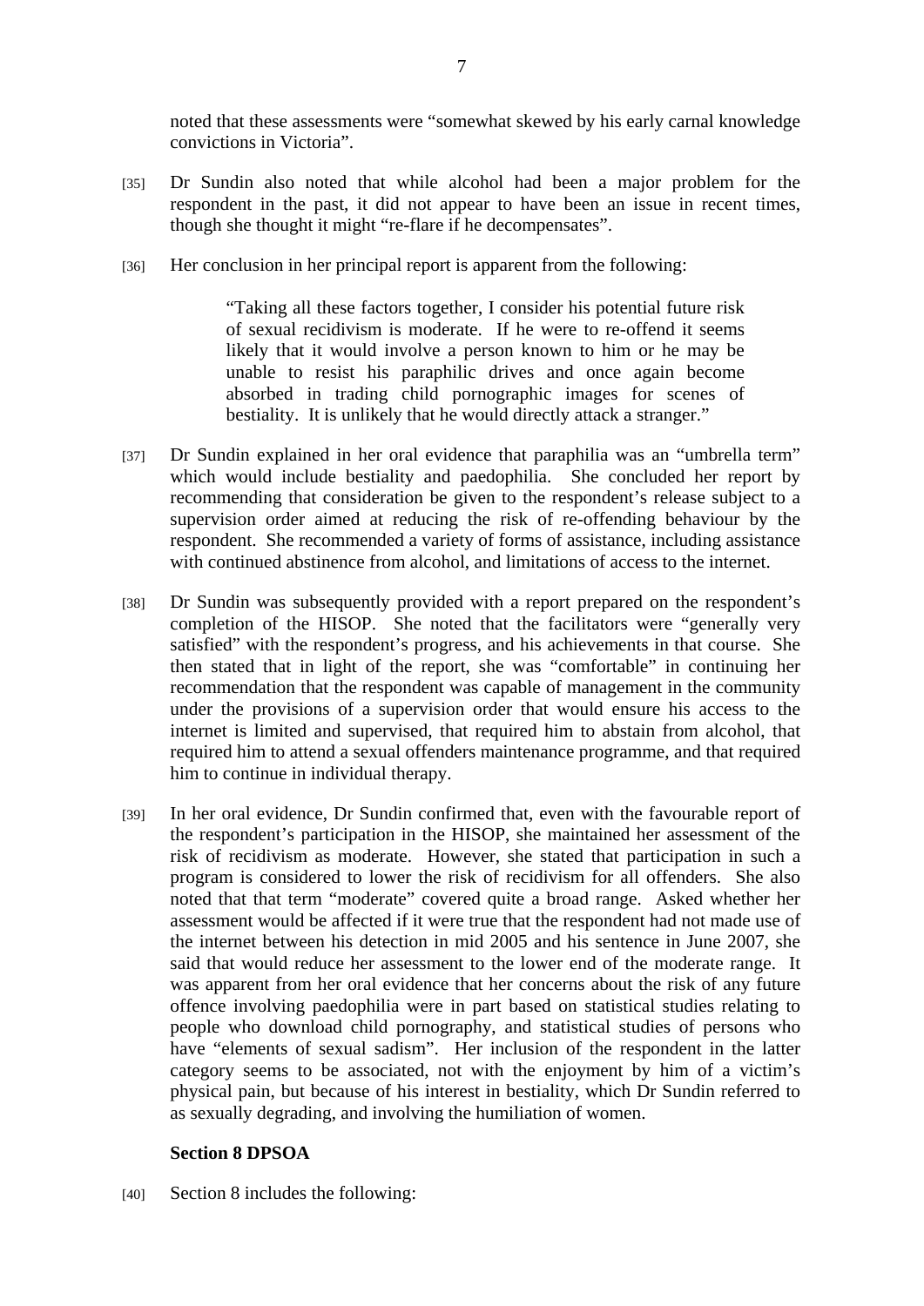noted that these assessments were "somewhat skewed by his early carnal knowledge convictions in Victoria".

[35] Dr Sundin also noted that while alcohol had been a major problem for the respondent in the past, it did not appear to have been an issue in recent times, though she thought it might "re-flare if he decompensates".

[36] Her conclusion in her principal report is apparent from the following:

> "Taking all these factors together, I consider his potential future risk of sexual recidivism is moderate. If he were to re-offend it seems likely that it would involve a person known to him or he may be unable to resist his paraphilic drives and once again become absorbed in trading child pornographic images for scenes of bestiality. It is unlikely that he would directly attack a stranger."

[37] Dr Sundin explained in her oral evidence that paraphilia was an "umbrella term" which would include bestiality and paedophilia. She concluded her report by recommending that consideration be given to the respondent's release subject to a supervision order aimed at reducing the risk of re-offending behaviour by the respondent. She recommended a variety of forms of assistance, including assistance with continued abstinence from alcohol, and limitations of access to the internet.

[38] Dr Sundin was subsequently provided with a report prepared on the respondent's completion of the HISOP. She noted that the facilitators were "generally very satisfied" with the respondent's progress, and his achievements in that course. She then stated that in light of the report, she was "comfortable" in continuing her recommendation that the respondent was capable of management in the community under the provisions of a supervision order that would ensure his access to the internet is limited and supervised, that required him to abstain from alcohol, that required him to attend a sexual offenders maintenance programme, and that required him to continue in individual therapy.

[39] In her oral evidence, Dr Sundin confirmed that, even with the favourable report of the respondent's participation in the HISOP, she maintained her assessment of the risk of recidivism as moderate. However, she stated that participation in such a program is considered to lower the risk of recidivism for all offenders. She also noted that that term "moderate" covered quite a broad range. Asked whether her assessment would be affected if it were true that the respondent had not made use of the internet between his detection in mid 2005 and his sentence in June 2007, she said that would reduce her assessment to the lower end of the moderate range. It was apparent from her oral evidence that her concerns about the risk of any future offence involving paedophilia were in part based on statistical studies relating to people who download child pornography, and statistical studies of persons who have "elements of sexual sadism". Her inclusion of the respondent in the latter category seems to be associated, not with the enjoyment by him of a victim's physical pain, but because of his interest in bestiality, which Dr Sundin referred to as sexually degrading, and involving the humiliation of women.

**Section 8 DPSOA**

[40] Section 8 includes the following: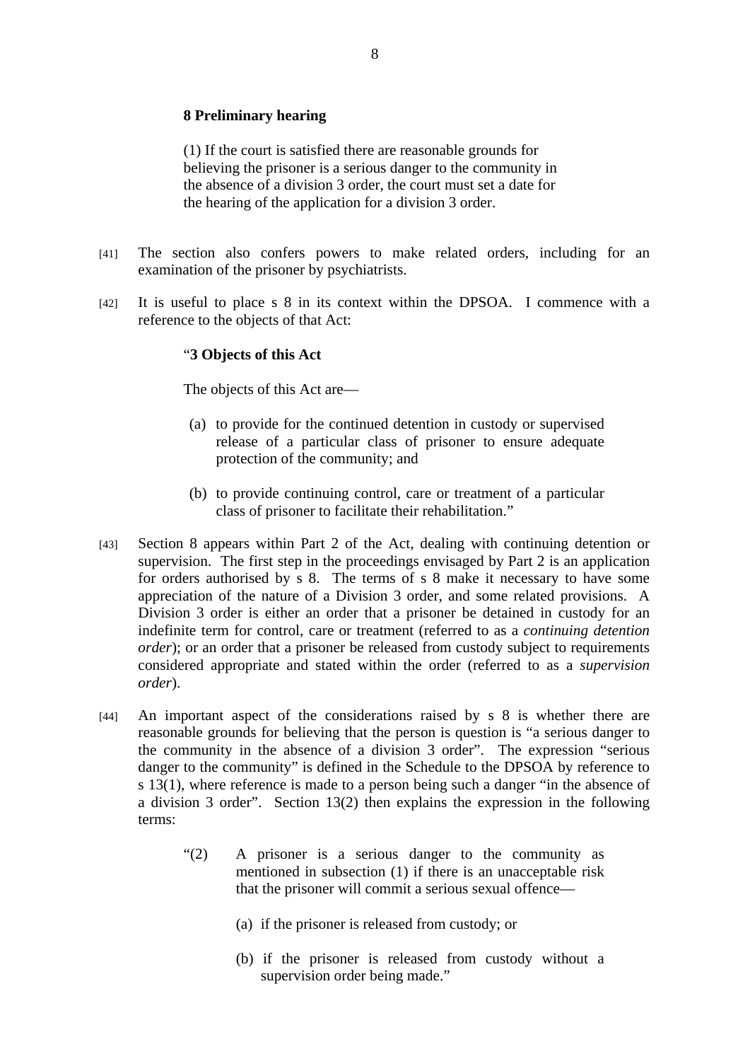**8 Preliminary hearing**

(1) If the court is satisfied there are reasonable grounds for believing the prisoner is a serious danger to the community in the absence of a division 3 order, the court must set a date for the hearing of the application for a division 3 order.

[41] The section also confers powers to make related orders, including for an examination of the prisoner by psychiatrists.

[42] It is useful to place s 8 in its context within the DPSOA. I commence with a reference to the objects of that Act:

> "**3 Objects of this Act**
>
> The objects of this Act are—
>
> (a) to provide for the continued detention in custody or supervised release of a particular class of prisoner to ensure adequate protection of the community; and
>
> (b) to provide continuing control, care or treatment of a particular class of prisoner to facilitate their rehabilitation."

[43] Section 8 appears within Part 2 of the Act, dealing with continuing detention or supervision. The first step in the proceedings envisaged by Part 2 is an application for orders authorised by s 8. The terms of s 8 make it necessary to have some appreciation of the nature of a Division 3 order, and some related provisions. A Division 3 order is either an order that a prisoner be detained in custody for an indefinite term for control, care or treatment (referred to as a *continuing detention order*); or an order that a prisoner be released from custody subject to requirements considered appropriate and stated within the order (referred to as a *supervision order*).

[44] An important aspect of the considerations raised by s 8 is whether there are reasonable grounds for believing that the person is question is "a serious danger to the community in the absence of a division 3 order". The expression "serious danger to the community" is defined in the Schedule to the DPSOA by reference to s 13(1), where reference is made to a person being such a danger "in the absence of a division 3 order". Section 13(2) then explains the expression in the following terms:

> "(2) A prisoner is a serious danger to the community as mentioned in subsection (1) if there is an unacceptable risk that the prisoner will commit a serious sexual offence—
>
> (a) if the prisoner is released from custody; or
>
> (b) if the prisoner is released from custody without a supervision order being made."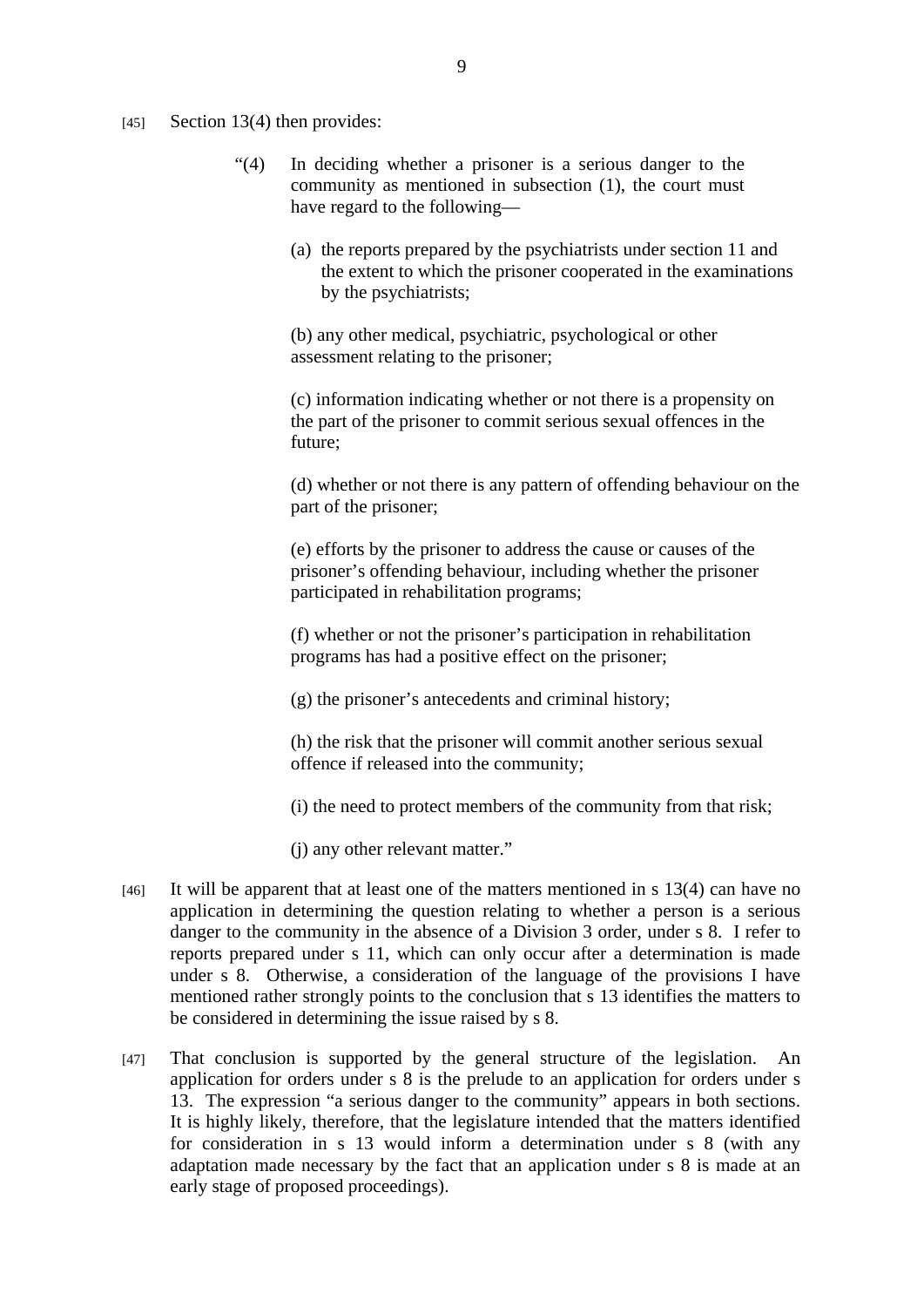[45] Section 13(4) then provides:

> "(4) In deciding whether a prisoner is a serious danger to the community as mentioned in subsection (1), the court must have regard to the following—
>
> (a) the reports prepared by the psychiatrists under section 11 and the extent to which the prisoner cooperated in the examinations by the psychiatrists;
>
> (b) any other medical, psychiatric, psychological or other assessment relating to the prisoner;
>
> (c) information indicating whether or not there is a propensity on the part of the prisoner to commit serious sexual offences in the future;
>
> (d) whether or not there is any pattern of offending behaviour on the part of the prisoner;
>
> (e) efforts by the prisoner to address the cause or causes of the prisoner's offending behaviour, including whether the prisoner participated in rehabilitation programs;
>
> (f) whether or not the prisoner's participation in rehabilitation programs has had a positive effect on the prisoner;
>
> (g) the prisoner's antecedents and criminal history;
>
> (h) the risk that the prisoner will commit another serious sexual offence if released into the community;
>
> (i) the need to protect members of the community from that risk;
>
> (j) any other relevant matter."

[46] It will be apparent that at least one of the matters mentioned in s 13(4) can have no application in determining the question relating to whether a person is a serious danger to the community in the absence of a Division 3 order, under s 8. I refer to reports prepared under s 11, which can only occur after a determination is made under s 8. Otherwise, a consideration of the language of the provisions I have mentioned rather strongly points to the conclusion that s 13 identifies the matters to be considered in determining the issue raised by s 8.

[47] That conclusion is supported by the general structure of the legislation. An application for orders under s 8 is the prelude to an application for orders under s 13. The expression "a serious danger to the community" appears in both sections. It is highly likely, therefore, that the legislature intended that the matters identified for consideration in s 13 would inform a determination under s 8 (with any adaptation made necessary by the fact that an application under s 8 is made at an early stage of proposed proceedings).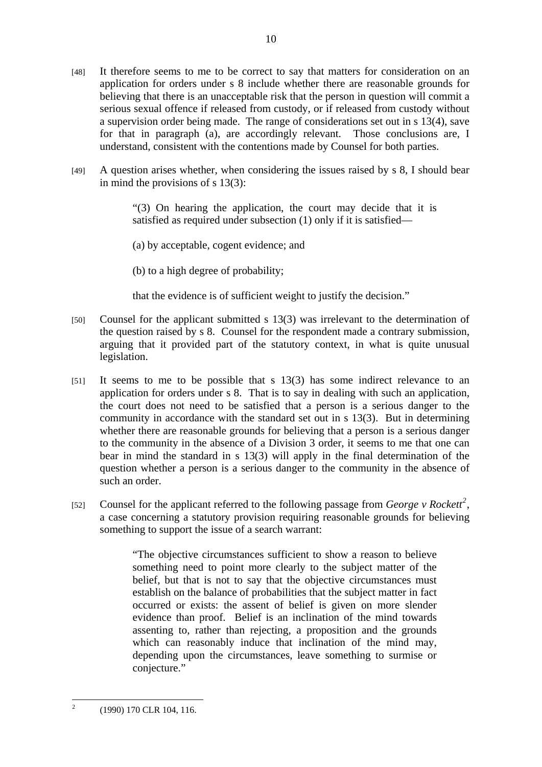[48] It therefore seems to me to be correct to say that matters for consideration on an application for orders under s 8 include whether there are reasonable grounds for believing that there is an unacceptable risk that the person in question will commit a serious sexual offence if released from custody, or if released from custody without a supervision order being made. The range of considerations set out in s 13(4), save for that in paragraph (a), are accordingly relevant. Those conclusions are, I understand, consistent with the contentions made by Counsel for both parties.

[49] A question arises whether, when considering the issues raised by s 8, I should bear in mind the provisions of s 13(3):

> "(3) On hearing the application, the court may decide that it is satisfied as required under subsection (1) only if it is satisfied—
>
> (a) by acceptable, cogent evidence; and
>
> (b) to a high degree of probability;
>
> that the evidence is of sufficient weight to justify the decision."

[50] Counsel for the applicant submitted s 13(3) was irrelevant to the determination of the question raised by s 8. Counsel for the respondent made a contrary submission, arguing that it provided part of the statutory context, in what is quite unusual legislation.

[51] It seems to me to be possible that s 13(3) has some indirect relevance to an application for orders under s 8. That is to say in dealing with such an application, the court does not need to be satisfied that a person is a serious danger to the community in accordance with the standard set out in s 13(3). But in determining whether there are reasonable grounds for believing that a person is a serious danger to the community in the absence of a Division 3 order, it seems to me that one can bear in mind the standard in s 13(3) will apply in the final determination of the question whether a person is a serious danger to the community in the absence of such an order.

[52] Counsel for the applicant referred to the following passage from *George v Rockett*[2], a case concerning a statutory provision requiring reasonable grounds for believing something to support the issue of a search warrant:

> "The objective circumstances sufficient to show a reason to believe something need to point more clearly to the subject matter of the belief, but that is not to say that the objective circumstances must establish on the balance of probabilities that the subject matter in fact occurred or exists: the assent of belief is given on more slender evidence than proof. Belief is an inclination of the mind towards assenting to, rather than rejecting, a proposition and the grounds which can reasonably induce that inclination of the mind may, depending upon the circumstances, leave something to surmise or conjecture."

---

[2] (1990) 170 CLR 104, 116.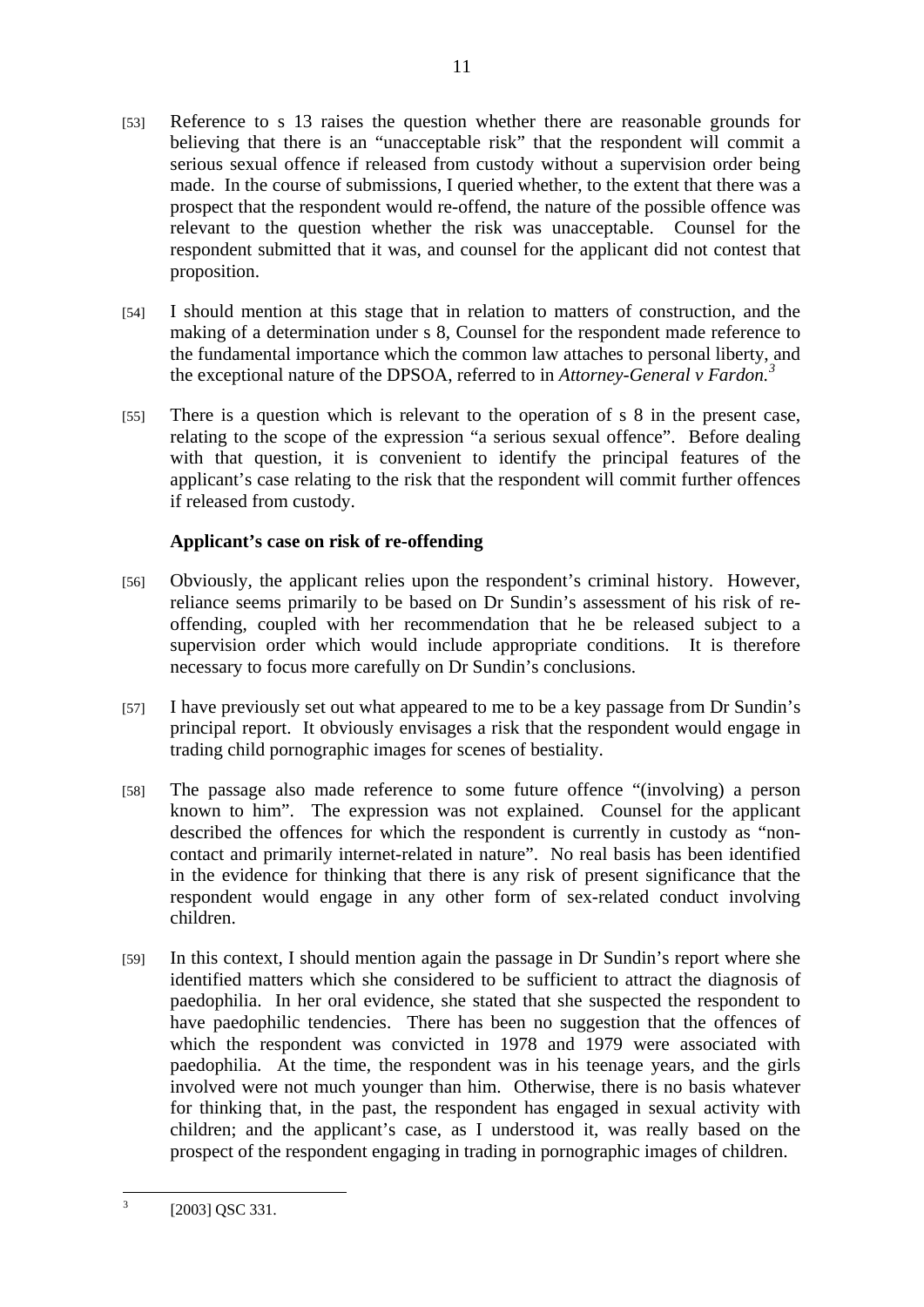[53] Reference to s 13 raises the question whether there are reasonable grounds for believing that there is an "unacceptable risk" that the respondent will commit a serious sexual offence if released from custody without a supervision order being made. In the course of submissions, I queried whether, to the extent that there was a prospect that the respondent would re-offend, the nature of the possible offence was relevant to the question whether the risk was unacceptable. Counsel for the respondent submitted that it was, and counsel for the applicant did not contest that proposition.

[54] I should mention at this stage that in relation to matters of construction, and the making of a determination under s 8, Counsel for the respondent made reference to the fundamental importance which the common law attaches to personal liberty, and the exceptional nature of the DPSOA, referred to in *Attorney-General v Fardon.*[3]

[55] There is a question which is relevant to the operation of s 8 in the present case, relating to the scope of the expression "a serious sexual offence". Before dealing with that question, it is convenient to identify the principal features of the applicant's case relating to the risk that the respondent will commit further offences if released from custody.

**Applicant's case on risk of re-offending**

[56] Obviously, the applicant relies upon the respondent's criminal history. However, reliance seems primarily to be based on Dr Sundin's assessment of his risk of re-offending, coupled with her recommendation that he be released subject to a supervision order which would include appropriate conditions. It is therefore necessary to focus more carefully on Dr Sundin's conclusions.

[57] I have previously set out what appeared to me to be a key passage from Dr Sundin's principal report. It obviously envisages a risk that the respondent would engage in trading child pornographic images for scenes of bestiality.

[58] The passage also made reference to some future offence "(involving) a person known to him". The expression was not explained. Counsel for the applicant described the offences for which the respondent is currently in custody as "non-contact and primarily internet-related in nature". No real basis has been identified in the evidence for thinking that there is any risk of present significance that the respondent would engage in any other form of sex-related conduct involving children.

[59] In this context, I should mention again the passage in Dr Sundin's report where she identified matters which she considered to be sufficient to attract the diagnosis of paedophilia. In her oral evidence, she stated that she suspected the respondent to have paedophilic tendencies. There has been no suggestion that the offences of which the respondent was convicted in 1978 and 1979 were associated with paedophilia. At the time, the respondent was in his teenage years, and the girls involved were not much younger than him. Otherwise, there is no basis whatever for thinking that, in the past, the respondent has engaged in sexual activity with children; and the applicant's case, as I understood it, was really based on the prospect of the respondent engaging in trading in pornographic images of children.

[3] [2003] QSC 331.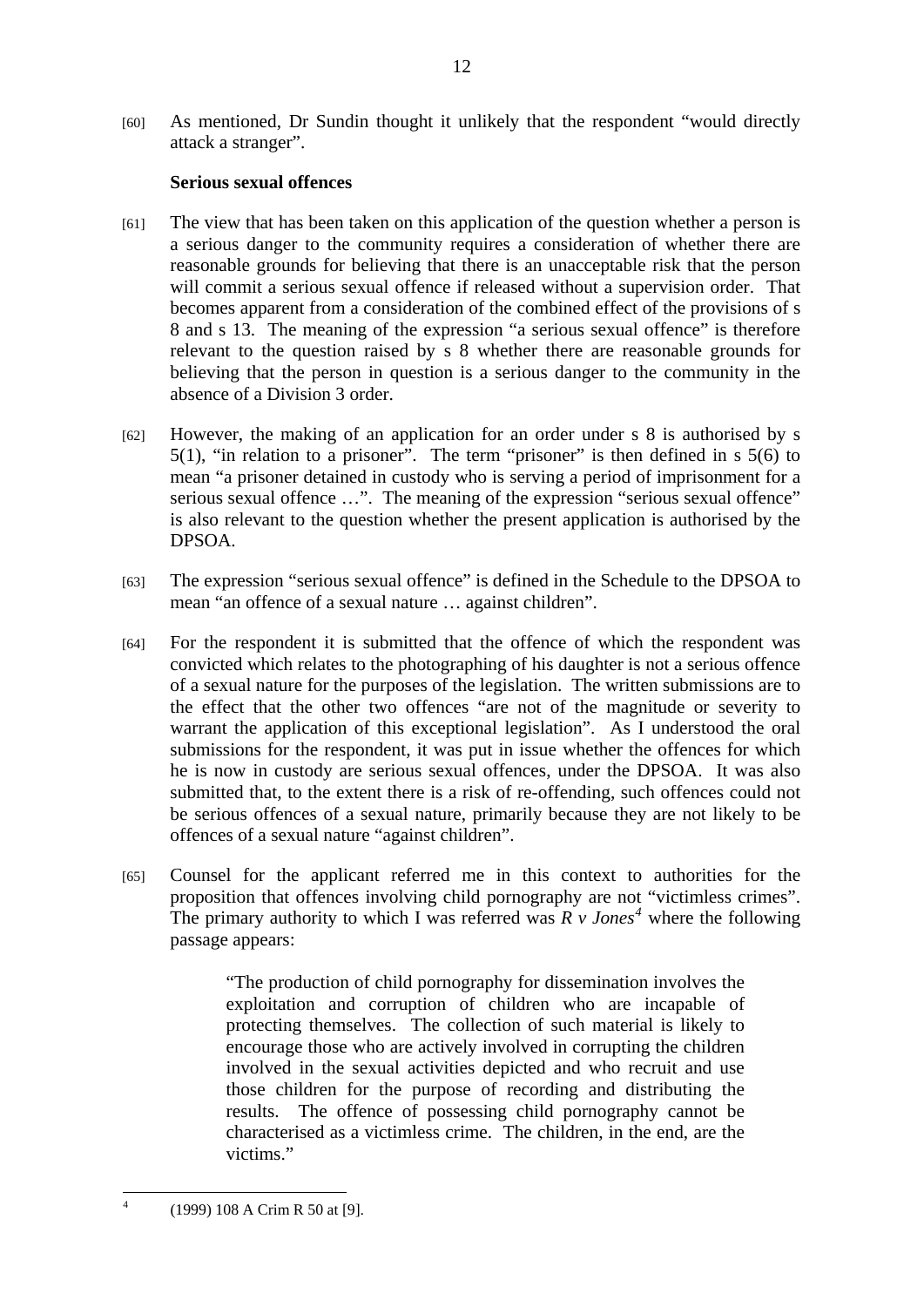[60] As mentioned, Dr Sundin thought it unlikely that the respondent "would directly attack a stranger".

**Serious sexual offences**

[61] The view that has been taken on this application of the question whether a person is a serious danger to the community requires a consideration of whether there are reasonable grounds for believing that there is an unacceptable risk that the person will commit a serious sexual offence if released without a supervision order. That becomes apparent from a consideration of the combined effect of the provisions of s 8 and s 13. The meaning of the expression "a serious sexual offence" is therefore relevant to the question raised by s 8 whether there are reasonable grounds for believing that the person in question is a serious danger to the community in the absence of a Division 3 order.

[62] However, the making of an application for an order under s 8 is authorised by s 5(1), "in relation to a prisoner". The term "prisoner" is then defined in s 5(6) to mean "a prisoner detained in custody who is serving a period of imprisonment for a serious sexual offence …". The meaning of the expression "serious sexual offence" is also relevant to the question whether the present application is authorised by the DPSOA.

[63] The expression "serious sexual offence" is defined in the Schedule to the DPSOA to mean "an offence of a sexual nature … against children".

[64] For the respondent it is submitted that the offence of which the respondent was convicted which relates to the photographing of his daughter is not a serious offence of a sexual nature for the purposes of the legislation. The written submissions are to the effect that the other two offences "are not of the magnitude or severity to warrant the application of this exceptional legislation". As I understood the oral submissions for the respondent, it was put in issue whether the offences for which he is now in custody are serious sexual offences, under the DPSOA. It was also submitted that, to the extent there is a risk of re-offending, such offences could not be serious offences of a sexual nature, primarily because they are not likely to be offences of a sexual nature "against children".

[65] Counsel for the applicant referred me in this context to authorities for the proposition that offences involving child pornography are not "victimless crimes". The primary authority to which I was referred was *R v Jones*[4] where the following passage appears:

> "The production of child pornography for dissemination involves the exploitation and corruption of children who are incapable of protecting themselves. The collection of such material is likely to encourage those who are actively involved in corrupting the children involved in the sexual activities depicted and who recruit and use those children for the purpose of recording and distributing the results. The offence of possessing child pornography cannot be characterised as a victimless crime. The children, in the end, are the victims."

---

[4] (1999) 108 A Crim R 50 at [9].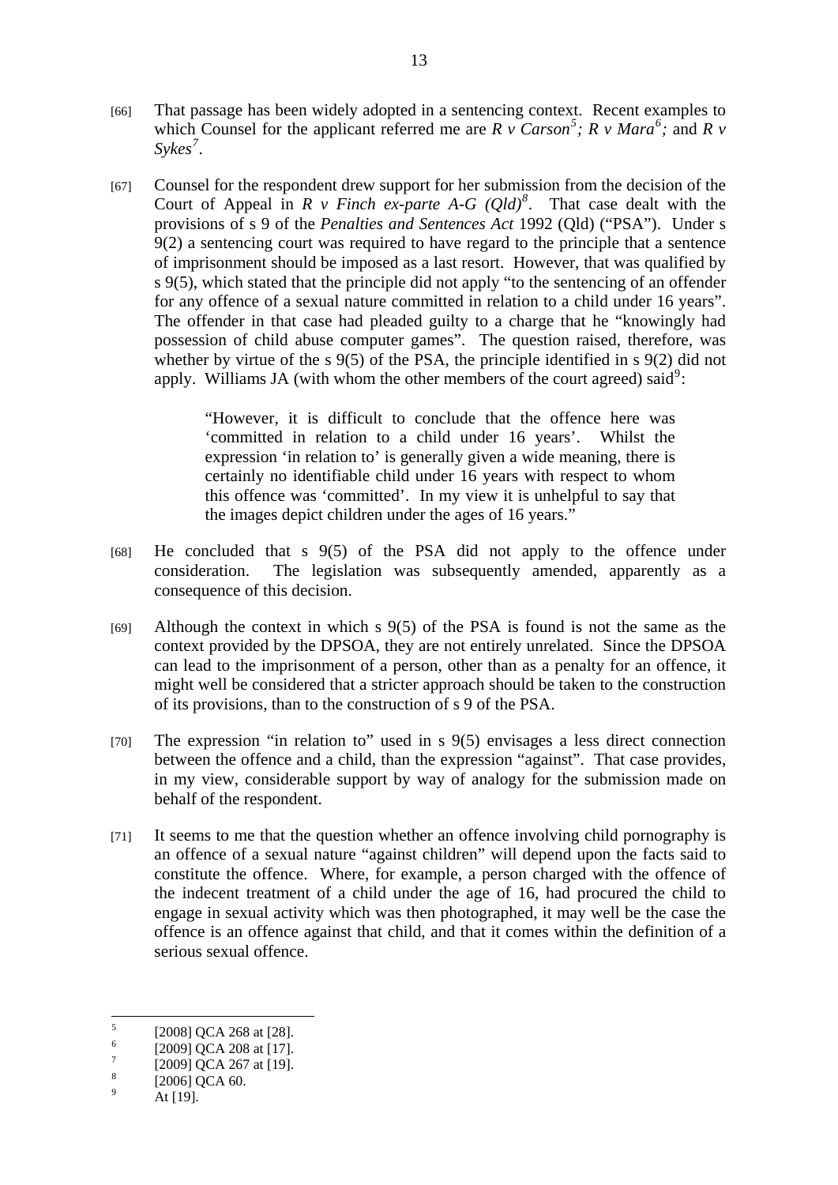[66] That passage has been widely adopted in a sentencing context. Recent examples to which Counsel for the applicant referred me are *R v Carson*[5]; *R v Mara*[6]; and *R v Sykes*[7].

[67] Counsel for the respondent drew support for her submission from the decision of the Court of Appeal in *R v Finch ex-parte A-G (Qld)*[8]. That case dealt with the provisions of s 9 of the *Penalties and Sentences Act* 1992 (Qld) ("PSA"). Under s 9(2) a sentencing court was required to have regard to the principle that a sentence of imprisonment should be imposed as a last resort. However, that was qualified by s 9(5), which stated that the principle did not apply "to the sentencing of an offender for any offence of a sexual nature committed in relation to a child under 16 years". The offender in that case had pleaded guilty to a charge that he "knowingly had possession of child abuse computer games". The question raised, therefore, was whether by virtue of the s 9(5) of the PSA, the principle identified in s 9(2) did not apply. Williams JA (with whom the other members of the court agreed) said[9]:

> "However, it is difficult to conclude that the offence here was 'committed in relation to a child under 16 years'. Whilst the expression 'in relation to' is generally given a wide meaning, there is certainly no identifiable child under 16 years with respect to whom this offence was 'committed'. In my view it is unhelpful to say that the images depict children under the ages of 16 years."

[68] He concluded that s 9(5) of the PSA did not apply to the offence under consideration. The legislation was subsequently amended, apparently as a consequence of this decision.

[69] Although the context in which s 9(5) of the PSA is found is not the same as the context provided by the DPSOA, they are not entirely unrelated. Since the DPSOA can lead to the imprisonment of a person, other than as a penalty for an offence, it might well be considered that a stricter approach should be taken to the construction of its provisions, than to the construction of s 9 of the PSA.

[70] The expression "in relation to" used in s 9(5) envisages a less direct connection between the offence and a child, than the expression "against". That case provides, in my view, considerable support by way of analogy for the submission made on behalf of the respondent.

[71] It seems to me that the question whether an offence involving child pornography is an offence of a sexual nature "against children" will depend upon the facts said to constitute the offence. Where, for example, a person charged with the offence of the indecent treatment of a child under the age of 16, had procured the child to engage in sexual activity which was then photographed, it may well be the case the offence is an offence against that child, and that it comes within the definition of a serious sexual offence.

---

[5] [2008] QCA 268 at [28].

[6] [2009] QCA 208 at [17].

[7] [2009] QCA 267 at [19].

[8] [2006] QCA 60.

[9] At [19].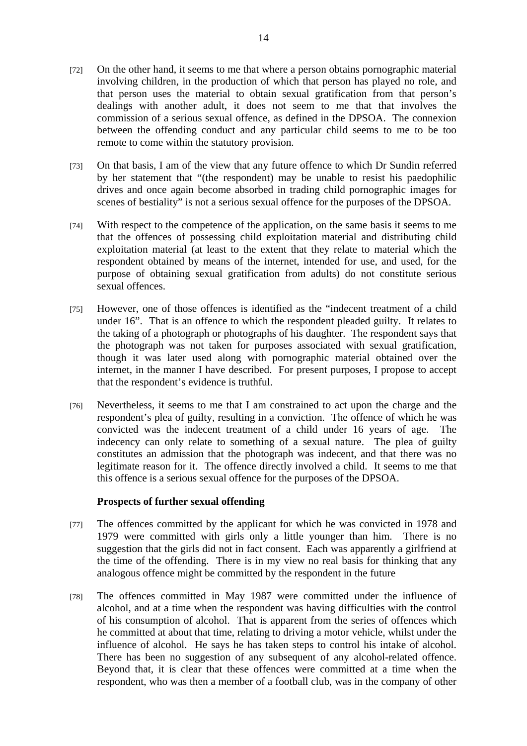[72] On the other hand, it seems to me that where a person obtains pornographic material involving children, in the production of which that person has played no role, and that person uses the material to obtain sexual gratification from that person's dealings with another adult, it does not seem to me that that involves the commission of a serious sexual offence, as defined in the DPSOA. The connexion between the offending conduct and any particular child seems to me to be too remote to come within the statutory provision.

[73] On that basis, I am of the view that any future offence to which Dr Sundin referred by her statement that "(the respondent) may be unable to resist his paedophilic drives and once again become absorbed in trading child pornographic images for scenes of bestiality" is not a serious sexual offence for the purposes of the DPSOA.

[74] With respect to the competence of the application, on the same basis it seems to me that the offences of possessing child exploitation material and distributing child exploitation material (at least to the extent that they relate to material which the respondent obtained by means of the internet, intended for use, and used, for the purpose of obtaining sexual gratification from adults) do not constitute serious sexual offences.

[75] However, one of those offences is identified as the "indecent treatment of a child under 16". That is an offence to which the respondent pleaded guilty. It relates to the taking of a photograph or photographs of his daughter. The respondent says that the photograph was not taken for purposes associated with sexual gratification, though it was later used along with pornographic material obtained over the internet, in the manner I have described. For present purposes, I propose to accept that the respondent's evidence is truthful.

[76] Nevertheless, it seems to me that I am constrained to act upon the charge and the respondent's plea of guilty, resulting in a conviction. The offence of which he was convicted was the indecent treatment of a child under 16 years of age. The indecency can only relate to something of a sexual nature. The plea of guilty constitutes an admission that the photograph was indecent, and that there was no legitimate reason for it. The offence directly involved a child. It seems to me that this offence is a serious sexual offence for the purposes of the DPSOA.

**Prospects of further sexual offending**

[77] The offences committed by the applicant for which he was convicted in 1978 and 1979 were committed with girls only a little younger than him. There is no suggestion that the girls did not in fact consent. Each was apparently a girlfriend at the time of the offending. There is in my view no real basis for thinking that any analogous offence might be committed by the respondent in the future

[78] The offences committed in May 1987 were committed under the influence of alcohol, and at a time when the respondent was having difficulties with the control of his consumption of alcohol. That is apparent from the series of offences which he committed at about that time, relating to driving a motor vehicle, whilst under the influence of alcohol. He says he has taken steps to control his intake of alcohol. There has been no suggestion of any subsequent of any alcohol-related offence. Beyond that, it is clear that these offences were committed at a time when the respondent, who was then a member of a football club, was in the company of other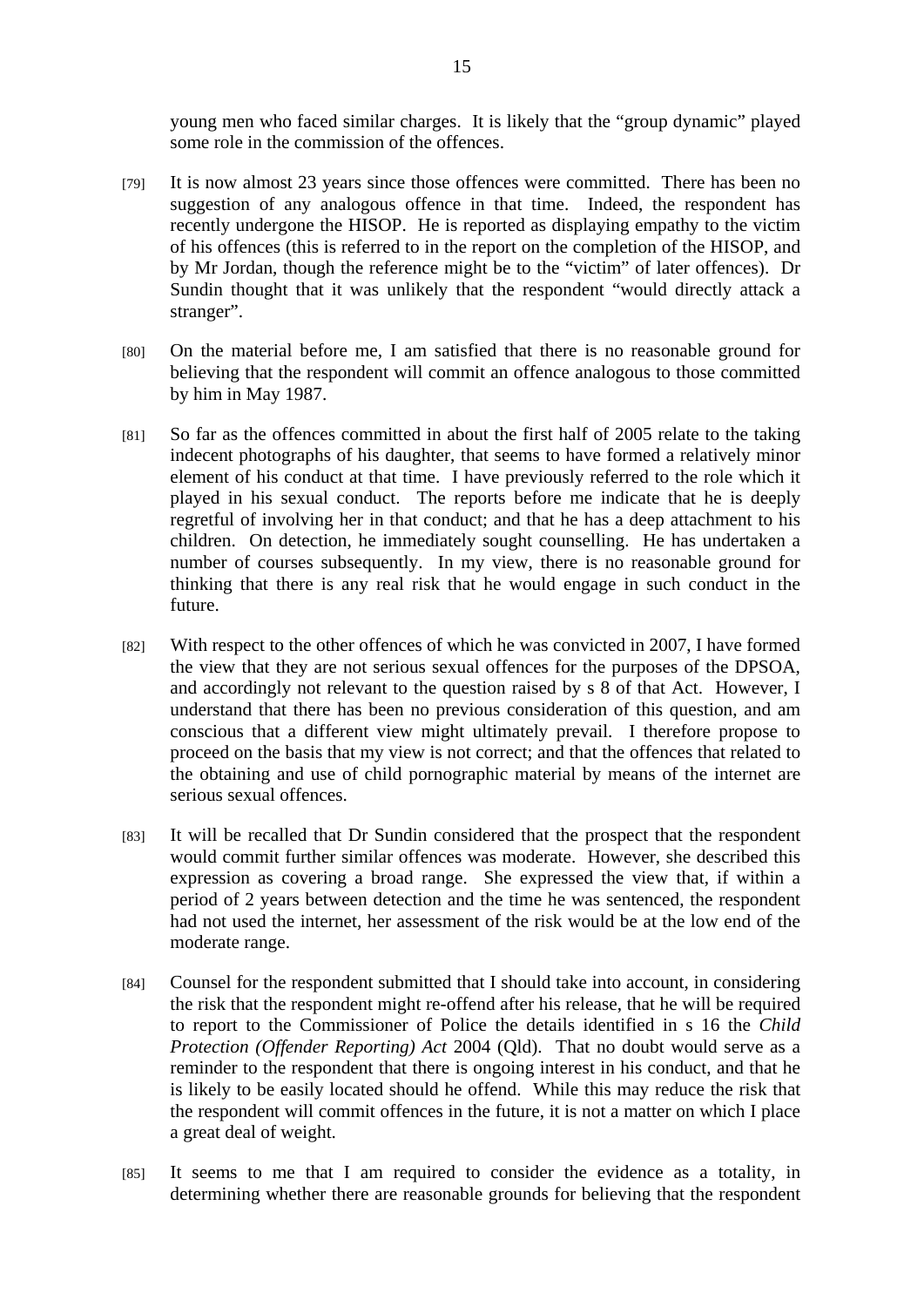young men who faced similar charges. It is likely that the "group dynamic" played some role in the commission of the offences.

[79] It is now almost 23 years since those offences were committed. There has been no suggestion of any analogous offence in that time. Indeed, the respondent has recently undergone the HISOP. He is reported as displaying empathy to the victim of his offences (this is referred to in the report on the completion of the HISOP, and by Mr Jordan, though the reference might be to the "victim" of later offences). Dr Sundin thought that it was unlikely that the respondent "would directly attack a stranger".

[80] On the material before me, I am satisfied that there is no reasonable ground for believing that the respondent will commit an offence analogous to those committed by him in May 1987.

[81] So far as the offences committed in about the first half of 2005 relate to the taking indecent photographs of his daughter, that seems to have formed a relatively minor element of his conduct at that time. I have previously referred to the role which it played in his sexual conduct. The reports before me indicate that he is deeply regretful of involving her in that conduct; and that he has a deep attachment to his children. On detection, he immediately sought counselling. He has undertaken a number of courses subsequently. In my view, there is no reasonable ground for thinking that there is any real risk that he would engage in such conduct in the future.

[82] With respect to the other offences of which he was convicted in 2007, I have formed the view that they are not serious sexual offences for the purposes of the DPSOA, and accordingly not relevant to the question raised by s 8 of that Act. However, I understand that there has been no previous consideration of this question, and am conscious that a different view might ultimately prevail. I therefore propose to proceed on the basis that my view is not correct; and that the offences that related to the obtaining and use of child pornographic material by means of the internet are serious sexual offences.

[83] It will be recalled that Dr Sundin considered that the prospect that the respondent would commit further similar offences was moderate. However, she described this expression as covering a broad range. She expressed the view that, if within a period of 2 years between detection and the time he was sentenced, the respondent had not used the internet, her assessment of the risk would be at the low end of the moderate range.

[84] Counsel for the respondent submitted that I should take into account, in considering the risk that the respondent might re-offend after his release, that he will be required to report to the Commissioner of Police the details identified in s 16 the *Child Protection (Offender Reporting) Act* 2004 (Qld). That no doubt would serve as a reminder to the respondent that there is ongoing interest in his conduct, and that he is likely to be easily located should he offend. While this may reduce the risk that the respondent will commit offences in the future, it is not a matter on which I place a great deal of weight.

[85] It seems to me that I am required to consider the evidence as a totality, in determining whether there are reasonable grounds for believing that the respondent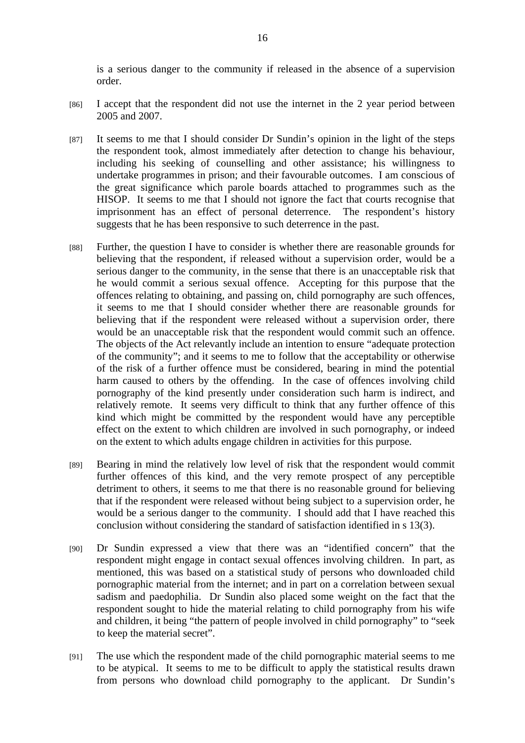is a serious danger to the community if released in the absence of a supervision order.

[86] I accept that the respondent did not use the internet in the 2 year period between 2005 and 2007.

[87] It seems to me that I should consider Dr Sundin's opinion in the light of the steps the respondent took, almost immediately after detection to change his behaviour, including his seeking of counselling and other assistance; his willingness to undertake programmes in prison; and their favourable outcomes. I am conscious of the great significance which parole boards attached to programmes such as the HISOP. It seems to me that I should not ignore the fact that courts recognise that imprisonment has an effect of personal deterrence. The respondent's history suggests that he has been responsive to such deterrence in the past.

[88] Further, the question I have to consider is whether there are reasonable grounds for believing that the respondent, if released without a supervision order, would be a serious danger to the community, in the sense that there is an unacceptable risk that he would commit a serious sexual offence. Accepting for this purpose that the offences relating to obtaining, and passing on, child pornography are such offences, it seems to me that I should consider whether there are reasonable grounds for believing that if the respondent were released without a supervision order, there would be an unacceptable risk that the respondent would commit such an offence. The objects of the Act relevantly include an intention to ensure "adequate protection of the community"; and it seems to me to follow that the acceptability or otherwise of the risk of a further offence must be considered, bearing in mind the potential harm caused to others by the offending. In the case of offences involving child pornography of the kind presently under consideration such harm is indirect, and relatively remote. It seems very difficult to think that any further offence of this kind which might be committed by the respondent would have any perceptible effect on the extent to which children are involved in such pornography, or indeed on the extent to which adults engage children in activities for this purpose.

[89] Bearing in mind the relatively low level of risk that the respondent would commit further offences of this kind, and the very remote prospect of any perceptible detriment to others, it seems to me that there is no reasonable ground for believing that if the respondent were released without being subject to a supervision order, he would be a serious danger to the community. I should add that I have reached this conclusion without considering the standard of satisfaction identified in s 13(3).

[90] Dr Sundin expressed a view that there was an "identified concern" that the respondent might engage in contact sexual offences involving children. In part, as mentioned, this was based on a statistical study of persons who downloaded child pornographic material from the internet; and in part on a correlation between sexual sadism and paedophilia. Dr Sundin also placed some weight on the fact that the respondent sought to hide the material relating to child pornography from his wife and children, it being "the pattern of people involved in child pornography" to "seek to keep the material secret".

[91] The use which the respondent made of the child pornographic material seems to me to be atypical. It seems to me to be difficult to apply the statistical results drawn from persons who download child pornography to the applicant. Dr Sundin's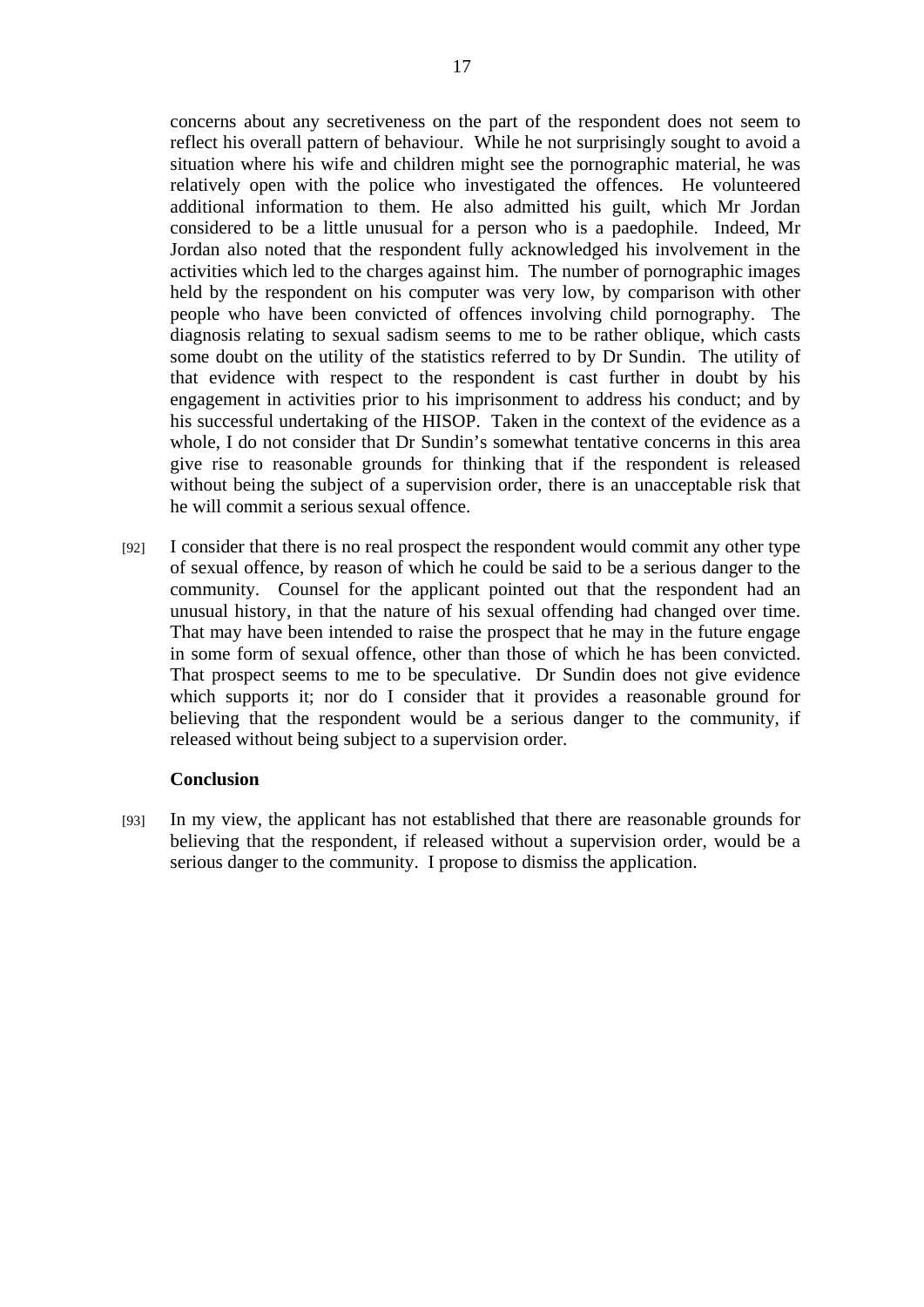concerns about any secretiveness on the part of the respondent does not seem to reflect his overall pattern of behaviour. While he not surprisingly sought to avoid a situation where his wife and children might see the pornographic material, he was relatively open with the police who investigated the offences. He volunteered additional information to them. He also admitted his guilt, which Mr Jordan considered to be a little unusual for a person who is a paedophile. Indeed, Mr Jordan also noted that the respondent fully acknowledged his involvement in the activities which led to the charges against him. The number of pornographic images held by the respondent on his computer was very low, by comparison with other people who have been convicted of offences involving child pornography. The diagnosis relating to sexual sadism seems to me to be rather oblique, which casts some doubt on the utility of the statistics referred to by Dr Sundin. The utility of that evidence with respect to the respondent is cast further in doubt by his engagement in activities prior to his imprisonment to address his conduct; and by his successful undertaking of the HISOP. Taken in the context of the evidence as a whole, I do not consider that Dr Sundin's somewhat tentative concerns in this area give rise to reasonable grounds for thinking that if the respondent is released without being the subject of a supervision order, there is an unacceptable risk that he will commit a serious sexual offence.

[92] I consider that there is no real prospect the respondent would commit any other type of sexual offence, by reason of which he could be said to be a serious danger to the community. Counsel for the applicant pointed out that the respondent had an unusual history, in that the nature of his sexual offending had changed over time. That may have been intended to raise the prospect that he may in the future engage in some form of sexual offence, other than those of which he has been convicted. That prospect seems to me to be speculative. Dr Sundin does not give evidence which supports it; nor do I consider that it provides a reasonable ground for believing that the respondent would be a serious danger to the community, if released without being subject to a supervision order.

**Conclusion**

[93] In my view, the applicant has not established that there are reasonable grounds for believing that the respondent, if released without a supervision order, would be a serious danger to the community. I propose to dismiss the application.